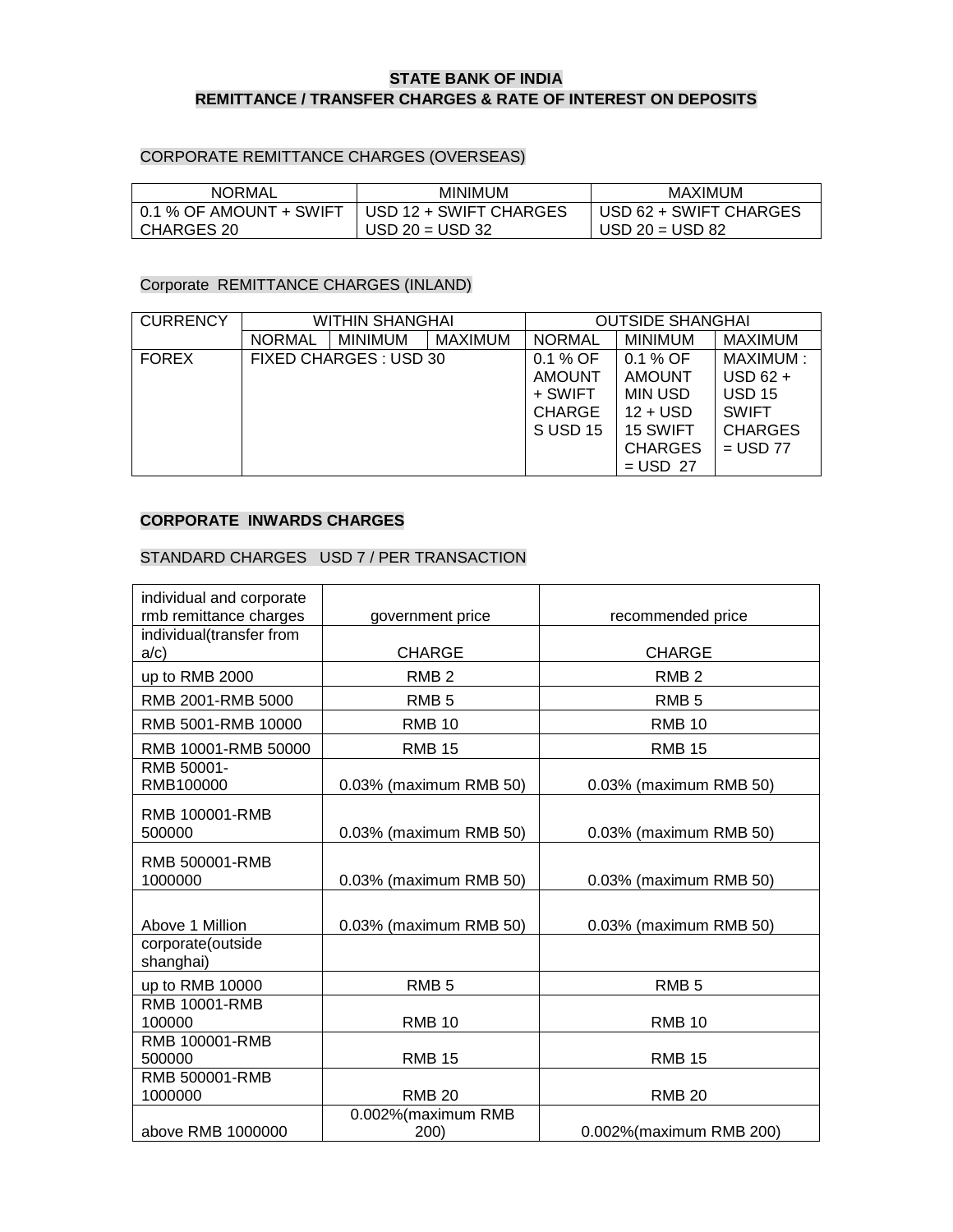# STATE BANK OF INDIA
## REMITTANCE / TRANSFER CHARGES & RATE OF INTEREST ON DEPOSITS

CORPORATE REMITTANCE CHARGES (OVERSEAS)

| NORMAL | MINIMUM | MAXIMUM |
|---|---|---|
| 0.1 % OF AMOUNT + SWIFT CHARGES 20 | USD 12 + SWIFT CHARGES USD 20 = USD 32 | USD 62 + SWIFT CHARGES USD 20 = USD 82 |

Corporate REMITTANCE CHARGES (INLAND)

| CURRENCY | WITHIN SHANGHAI | | | OUTSIDE SHANGHAI | | |
|---|---|---|---|---|---|---|
| | NORMAL | MINIMUM | MAXIMUM | NORMAL | MINIMUM | MAXIMUM |
| FOREX | FIXED CHARGES : USD 30 | | | 0.1 % OF AMOUNT + SWIFT CHARGES USD 15 | 0.1 % OF AMOUNT MIN USD 12 + USD 15 SWIFT CHARGES = USD 27 | MAXIMUM : USD 62 + USD 15 SWIFT CHARGES = USD 77 |

**CORPORATE INWARDS CHARGES**

STANDARD CHARGES USD 7 / PER TRANSACTION

| individual and corporate rmb remittance charges | government price | recommended price |
|---|---|---|
| individual(transfer from a/c) | CHARGE | CHARGE |
| up to RMB 2000 | RMB 2 | RMB 2 |
| RMB 2001-RMB 5000 | RMB 5 | RMB 5 |
| RMB 5001-RMB 10000 | RMB 10 | RMB 10 |
| RMB 10001-RMB 50000 | RMB 15 | RMB 15 |
| RMB 50001-RMB100000 | 0.03% (maximum RMB 50) | 0.03% (maximum RMB 50) |
| RMB 100001-RMB 500000 | 0.03% (maximum RMB 50) | 0.03% (maximum RMB 50) |
| RMB 500001-RMB 1000000 | 0.03% (maximum RMB 50) | 0.03% (maximum RMB 50) |
| Above 1 Million | 0.03% (maximum RMB 50) | 0.03% (maximum RMB 50) |
| corporate(outside shanghai) | | |
| up to RMB 10000 | RMB 5 | RMB 5 |
| RMB 10001-RMB 100000 | RMB 10 | RMB 10 |
| RMB 100001-RMB 500000 | RMB 15 | RMB 15 |
| RMB 500001-RMB 1000000 | RMB 20 | RMB 20 |
| above RMB 1000000 | 0.002%(maximum RMB 200) | 0.002%(maximum RMB 200) |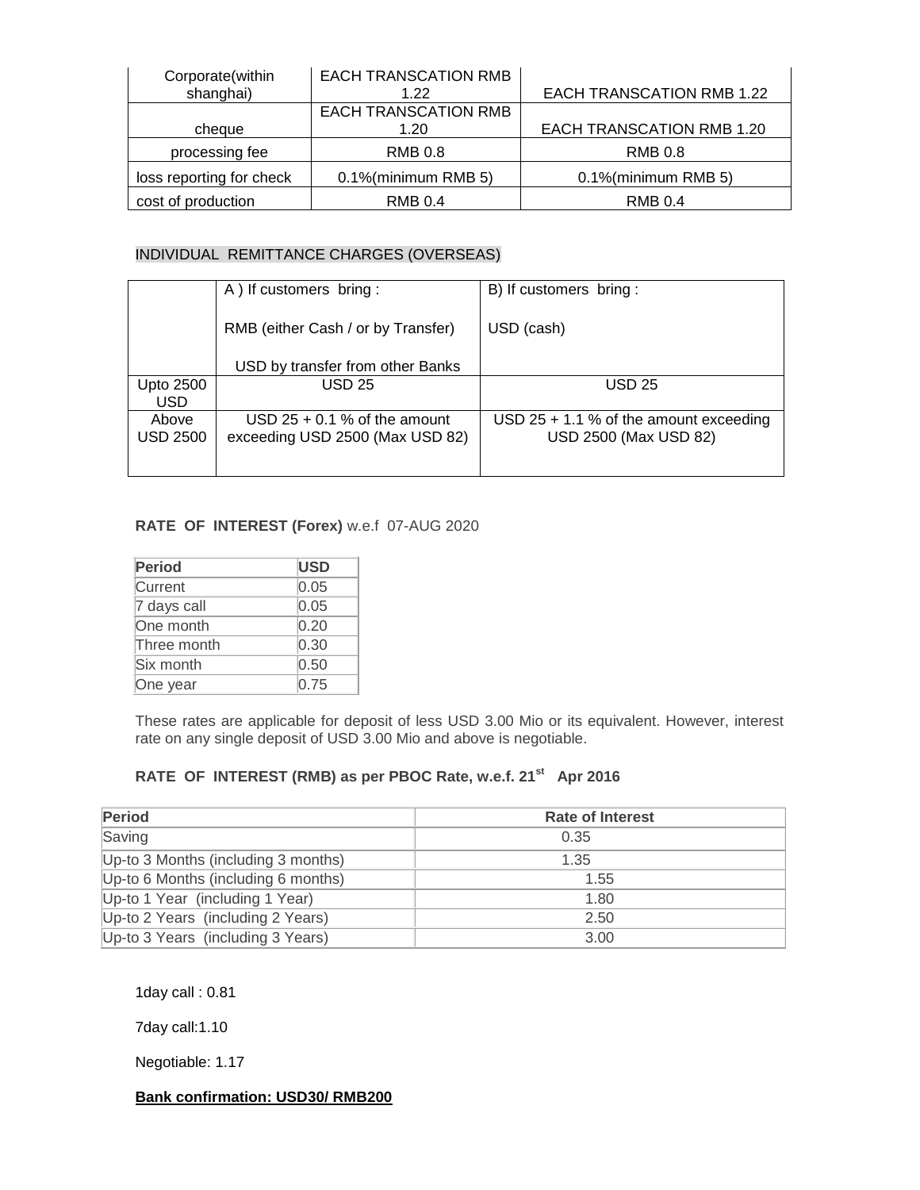| | | |
|---|---|---|
| Corporate(within shanghai) | EACH TRANSCATION RMB 1.22 | EACH TRANSCATION RMB 1.22 |
| cheque | EACH TRANSCATION RMB 1.20 | EACH TRANSCATION RMB 1.20 |
| processing fee | RMB 0.8 | RMB 0.8 |
| loss reporting for check | 0.1%(minimum RMB 5) | 0.1%(minimum RMB 5) |
| cost of production | RMB 0.4 | RMB 0.4 |

INDIVIDUAL REMITTANCE CHARGES (OVERSEAS)

| | A ) If customers bring :<br><br>RMB (either Cash / or by Transfer)<br><br>USD by transfer from other Banks | B) If customers bring :<br><br>USD (cash) |
|---|---|---|
| Upto 2500 USD | USD 25 | USD 25 |
| Above USD 2500 | USD 25 + 0.1 % of the amount exceeding USD 2500 (Max USD 82) | USD 25 + 1.1 % of the amount exceeding USD 2500 (Max USD 82) |

**RATE OF INTEREST (Forex)** w.e.f 07-AUG 2020

| Period | USD |
|---|---|
| Current | 0.05 |
| 7 days call | 0.05 |
| One month | 0.20 |
| Three month | 0.30 |
| Six month | 0.50 |
| One year | 0.75 |

These rates are applicable for deposit of less USD 3.00 Mio or its equivalent. However, interest rate on any single deposit of USD 3.00 Mio and above is negotiable.

**RATE OF INTEREST (RMB) as per PBOC Rate, w.e.f. 21st Apr 2016**

| Period | Rate of Interest |
|---|---|
| Saving | 0.35 |
| Up-to 3 Months (including 3 months) | 1.35 |
| Up-to 6 Months (including 6 months) | 1.55 |
| Up-to 1 Year (including 1 Year) | 1.80 |
| Up-to 2 Years (including 2 Years) | 2.50 |
| Up-to 3 Years (including 3 Years) | 3.00 |

1day call : 0.81

7day call:1.10

Negotiable: 1.17

**Bank confirmation: USD30/ RMB200**